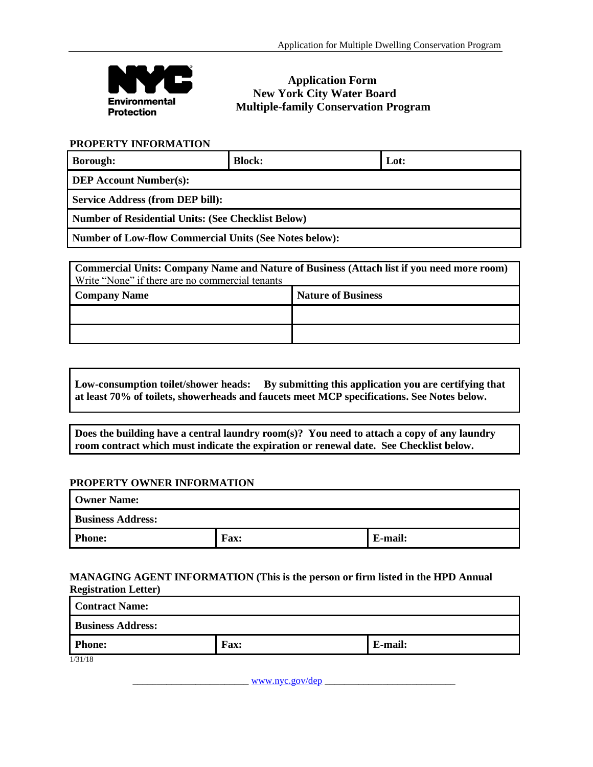# Application Form
# New York City Water Board
# Multiple-family Conservation Program

## PROPERTY INFORMATION

| Borough: | Block: | Lot: |
|---|---|---|
| **DEP Account Number(s):** | | |
| **Service Address (from DEP bill):** | | |
| **Number of Residential Units: (See Checklist Below)** | | |
| **Number of Low-flow Commercial Units (See Notes below):** | | |

**Commercial Units: Company Name and Nature of Business (Attach list if you need more room)**
Write "None" if there are no commercial tenants

| Company Name | Nature of Business |
|---|---|
| | |
| | |

**Low-consumption toilet/shower heads: By submitting this application you are certifying that at least 70% of toilets, showerheads and faucets meet MCP specifications. See Notes below.**

**Does the building have a central laundry room(s)? You need to attach a copy of any laundry room contract which must indicate the expiration or renewal date. See Checklist below.**

## PROPERTY OWNER INFORMATION

| Owner Name: | | |
|---|---|---|
| **Business Address:** | | |
| **Phone:** | **Fax:** | **E-mail:** |

## MANAGING AGENT INFORMATION (This is the person or firm listed in the HPD Annual Registration Letter)

| Contract Name: | | |
|---|---|---|
| **Business Address:** | | |
| **Phone:** | **Fax:** | **E-mail:** |

1/31/18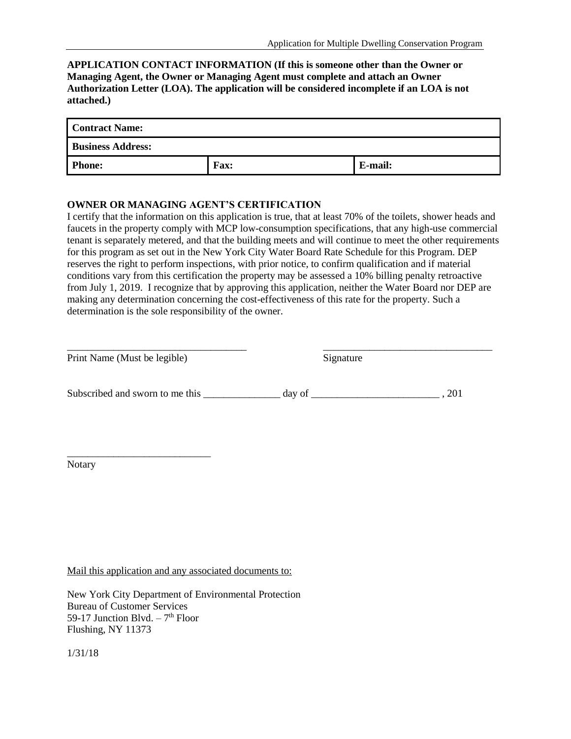**APPLICATION CONTACT INFORMATION (If this is someone other than the Owner or Managing Agent, the Owner or Managing Agent must complete and attach an Owner Authorization Letter (LOA). The application will be considered incomplete if an LOA is not attached.)**

| **Contract Name:** | | |
|---|---|---|
| **Business Address:** | | |
| **Phone:** | **Fax:** | **E-mail:** |

**OWNER OR MANAGING AGENT'S CERTIFICATION**

I certify that the information on this application is true, that at least 70% of the toilets, shower heads and faucets in the property comply with MCP low-consumption specifications, that any high-use commercial tenant is separately metered, and that the building meets and will continue to meet the other requirements for this program as set out in the New York City Water Board Rate Schedule for this Program. DEP reserves the right to perform inspections, with prior notice, to confirm qualification and if material conditions vary from this certification the property may be assessed a 10% billing penalty retroactive from July 1, 2019. I recognize that by approving this application, neither the Water Board nor DEP are making any determination concerning the cost-effectiveness of this rate for the property. Such a determination is the sole responsibility of the owner.

___________________________________ ___________________________________

Print Name (Must be legible) Signature

Subscribed and sworn to me this _______________ day of _________________________ , 201

____________________________

Notary

Mail this application and any associated documents to:

New York City Department of Environmental Protection
Bureau of Customer Services
59-17 Junction Blvd. – 7th Floor
Flushing, NY 11373

1/31/18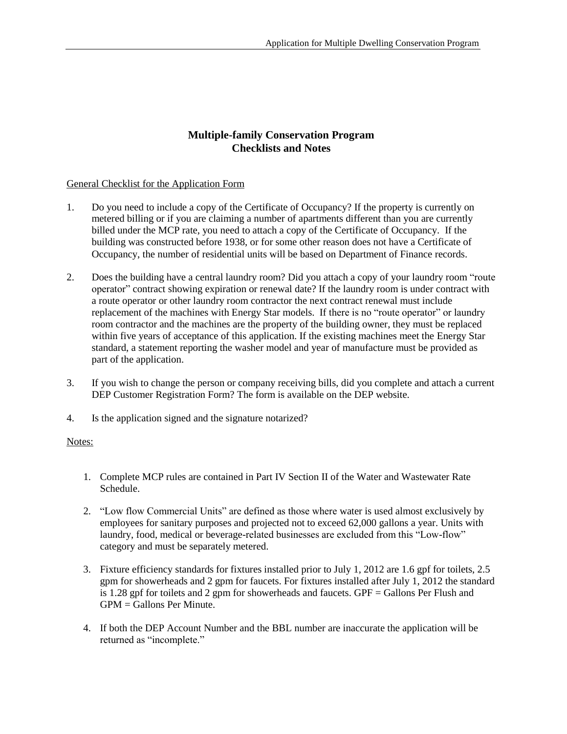## Multiple-family Conservation Program
## Checklists and Notes

General Checklist for the Application Form

1. Do you need to include a copy of the Certificate of Occupancy? If the property is currently on metered billing or if you are claiming a number of apartments different than you are currently billed under the MCP rate, you need to attach a copy of the Certificate of Occupancy. If the building was constructed before 1938, or for some other reason does not have a Certificate of Occupancy, the number of residential units will be based on Department of Finance records.

2. Does the building have a central laundry room? Did you attach a copy of your laundry room "route operator" contract showing expiration or renewal date? If the laundry room is under contract with a route operator or other laundry room contractor the next contract renewal must include replacement of the machines with Energy Star models. If there is no "route operator" or laundry room contractor and the machines are the property of the building owner, they must be replaced within five years of acceptance of this application. If the existing machines meet the Energy Star standard, a statement reporting the washer model and year of manufacture must be provided as part of the application.

3. If you wish to change the person or company receiving bills, did you complete and attach a current DEP Customer Registration Form? The form is available on the DEP website.

4. Is the application signed and the signature notarized?

Notes:

1. Complete MCP rules are contained in Part IV Section II of the Water and Wastewater Rate Schedule.

2. "Low flow Commercial Units" are defined as those where water is used almost exclusively by employees for sanitary purposes and projected not to exceed 62,000 gallons a year. Units with laundry, food, medical or beverage-related businesses are excluded from this "Low-flow" category and must be separately metered.

3. Fixture efficiency standards for fixtures installed prior to July 1, 2012 are 1.6 gpf for toilets, 2.5 gpm for showerheads and 2 gpm for faucets. For fixtures installed after July 1, 2012 the standard is 1.28 gpf for toilets and 2 gpm for showerheads and faucets. GPF = Gallons Per Flush and GPM = Gallons Per Minute.

4. If both the DEP Account Number and the BBL number are inaccurate the application will be returned as "incomplete."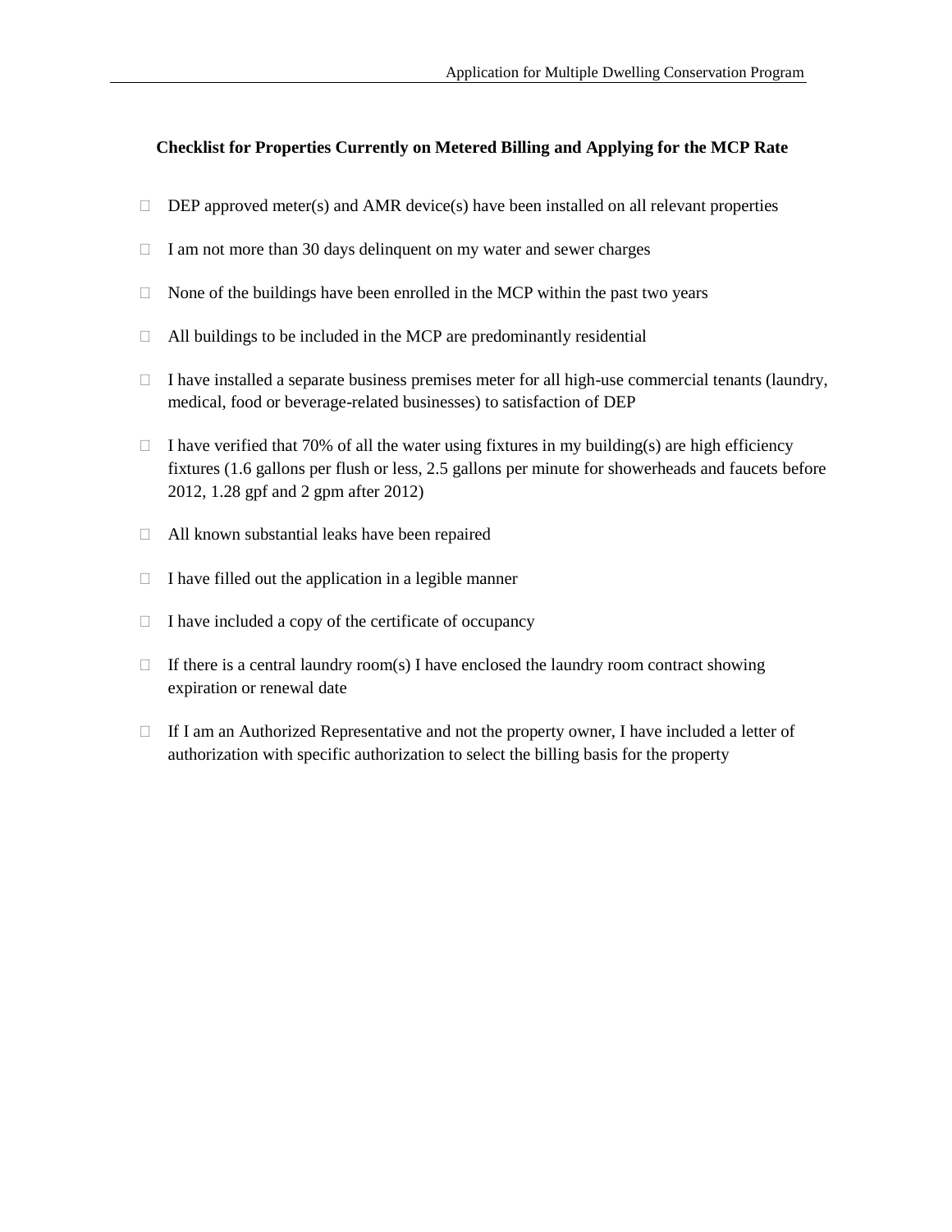**Checklist for Properties Currently on Metered Billing and Applying for the MCP Rate**

- DEP approved meter(s) and AMR device(s) have been installed on all relevant properties
- I am not more than 30 days delinquent on my water and sewer charges
- None of the buildings have been enrolled in the MCP within the past two years
- All buildings to be included in the MCP are predominantly residential
- I have installed a separate business premises meter for all high-use commercial tenants (laundry, medical, food or beverage-related businesses) to satisfaction of DEP
- I have verified that 70% of all the water using fixtures in my building(s) are high efficiency fixtures (1.6 gallons per flush or less, 2.5 gallons per minute for showerheads and faucets before 2012, 1.28 gpf and 2 gpm after 2012)
- All known substantial leaks have been repaired
- I have filled out the application in a legible manner
- I have included a copy of the certificate of occupancy
- If there is a central laundry room(s) I have enclosed the laundry room contract showing expiration or renewal date
- If I am an Authorized Representative and not the property owner, I have included a letter of authorization with specific authorization to select the billing basis for the property